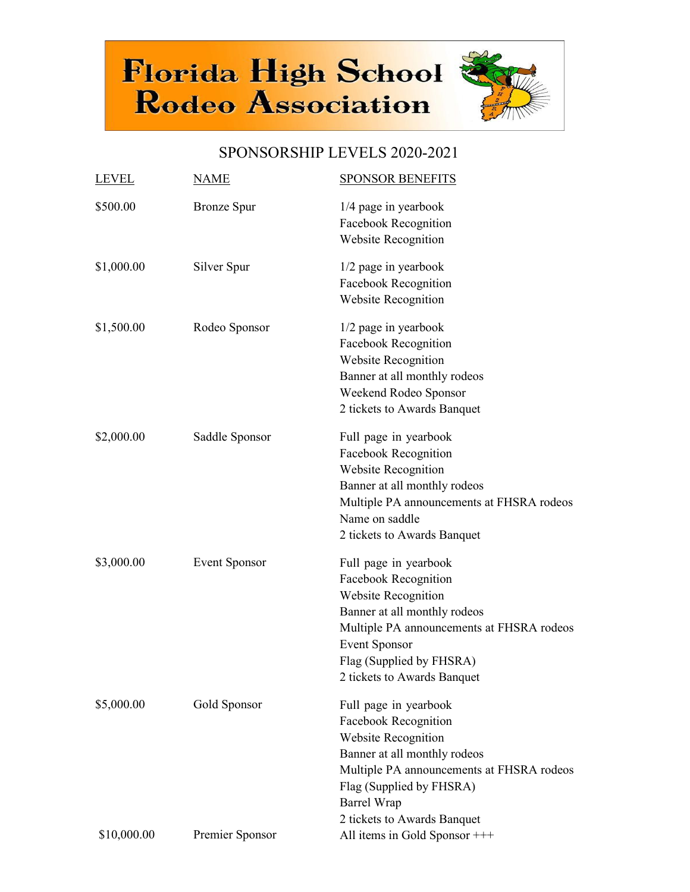# Florida High School Rodeo Association

## SPONSORSHIP LEVELS 2020-2021

| LEVEL | NAME | SPONSOR BENEFITS |
|---|---|---|
| $500.00 | Bronze Spur | 1/4 page in yearbook<br>Facebook Recognition<br>Website Recognition |
| $1,000.00 | Silver Spur | 1/2 page in yearbook<br>Facebook Recognition<br>Website Recognition |
| $1,500.00 | Rodeo Sponsor | 1/2 page in yearbook<br>Facebook Recognition<br>Website Recognition<br>Banner at all monthly rodeos<br>Weekend Rodeo Sponsor<br>2 tickets to Awards Banquet |
| $2,000.00 | Saddle Sponsor | Full page in yearbook<br>Facebook Recognition<br>Website Recognition<br>Banner at all monthly rodeos<br>Multiple PA announcements at FHSRA rodeos<br>Name on saddle<br>2 tickets to Awards Banquet |
| $3,000.00 | Event Sponsor | Full page in yearbook<br>Facebook Recognition<br>Website Recognition<br>Banner at all monthly rodeos<br>Multiple PA announcements at FHSRA rodeos<br>Event Sponsor<br>Flag (Supplied by FHSRA)<br>2 tickets to Awards Banquet |
| $5,000.00 | Gold Sponsor | Full page in yearbook<br>Facebook Recognition<br>Website Recognition<br>Banner at all monthly rodeos<br>Multiple PA announcements at FHSRA rodeos<br>Flag (Supplied by FHSRA)<br>Barrel Wrap<br>2 tickets to Awards Banquet |
| $10,000.00 | Premier Sponsor | All items in Gold Sponsor +++ |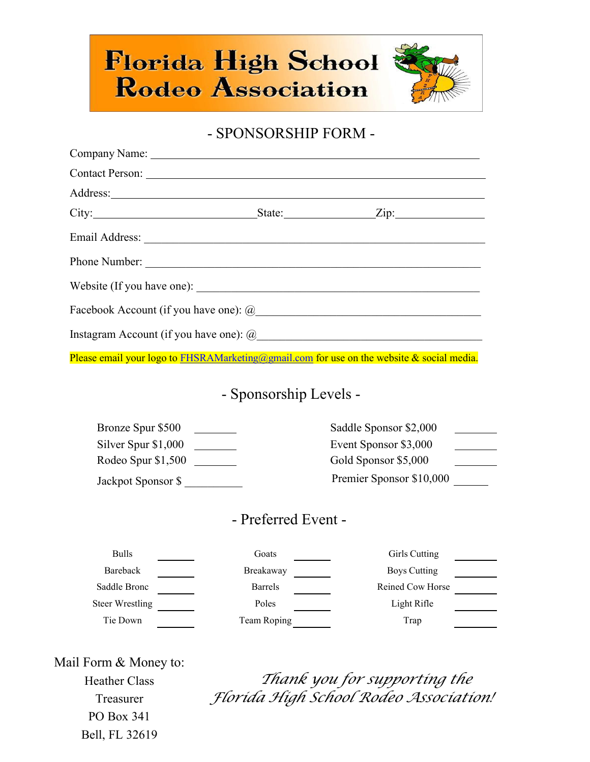# Florida High School Rodeo Association

## - SPONSORSHIP FORM -

Company Name: ______________________________________________

Contact Person: ______________________________________________

Address: ______________________________________________

City: ______________________ State: ______________ Zip: ______________

Email Address: ______________________________________________

Phone Number: ______________________________________________

Website (If you have one): ______________________________________

Facebook Account (if you have one): @______________________________

Instagram Account (if you have one): @______________________________

Please email your logo to FHSRAMarketing@gmail.com for use on the website & social media.

## - Sponsorship Levels -

Bronze Spur $500 ________

Silver Spur $1,000 ________

Rodeo Spur $1,500 ________

Jackpot Sponsor $ __________

Saddle Sponsor $2,000 ________

Event Sponsor $3,000 ________

Gold Sponsor $5,000 ________

Premier Sponsor $10,000 ______

## - Preferred Event -

| | | | | | |
|---|---|---|---|---|---|
| Bulls | ______ | Goats | ______ | Girls Cutting | ______ |
| Bareback | ______ | Breakaway | ______ | Boys Cutting | ______ |
| Saddle Bronc | ______ | Barrels | ______ | Reined Cow Horse | ______ |
| Steer Wrestling | ______ | Poles | ______ | Light Rifle | ______ |
| Tie Down | ______ | Team Roping | ______ | Trap | ______ |

Mail Form & Money to:

Heather Class
Treasurer
PO Box 341
Bell, FL 32619

*Thank you for supporting the Florida High School Rodeo Association!*